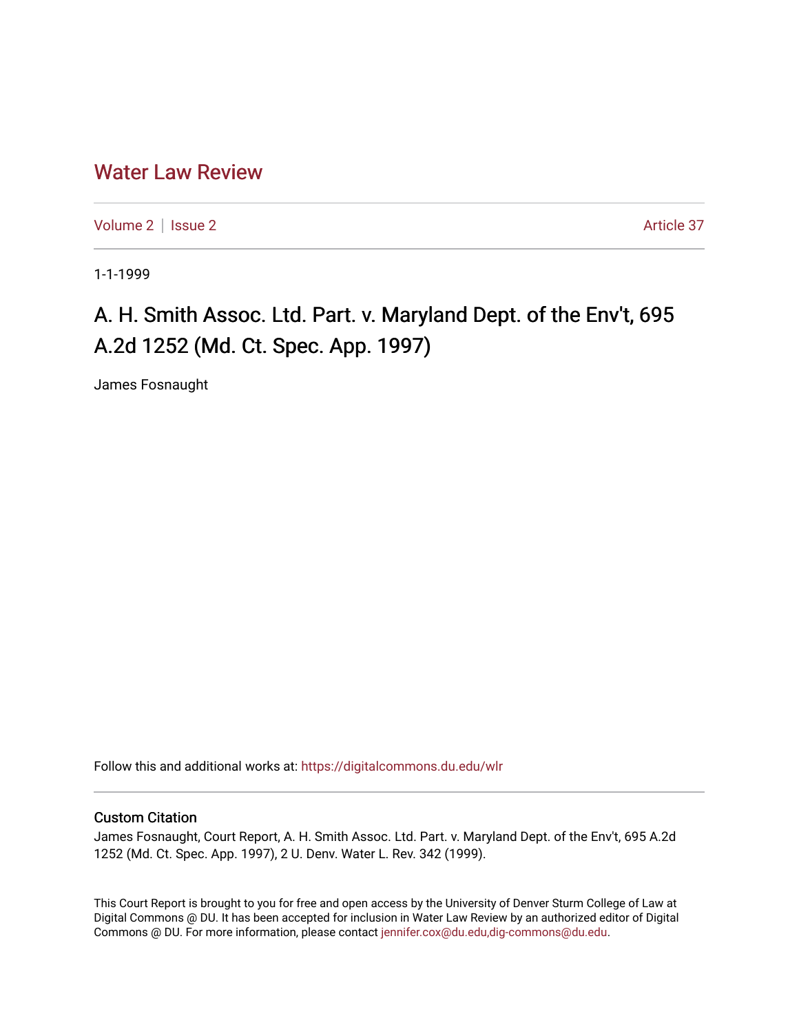# Water Law Review

Volume 2 | Issue 2 — Article 37

1-1-1999

## A. H. Smith Assoc. Ltd. Part. v. Maryland Dept. of the Env't, 695 A.2d 1252 (Md. Ct. Spec. App. 1997)

James Fosnaught

Follow this and additional works at: https://digitalcommons.du.edu/wlr

### Custom Citation

James Fosnaught, Court Report, A. H. Smith Assoc. Ltd. Part. v. Maryland Dept. of the Env't, 695 A.2d 1252 (Md. Ct. Spec. App. 1997), 2 U. Denv. Water L. Rev. 342 (1999).

This Court Report is brought to you for free and open access by the University of Denver Sturm College of Law at Digital Commons @ DU. It has been accepted for inclusion in Water Law Review by an authorized editor of Digital Commons @ DU. For more information, please contact jennifer.cox@du.edu,dig-commons@du.edu.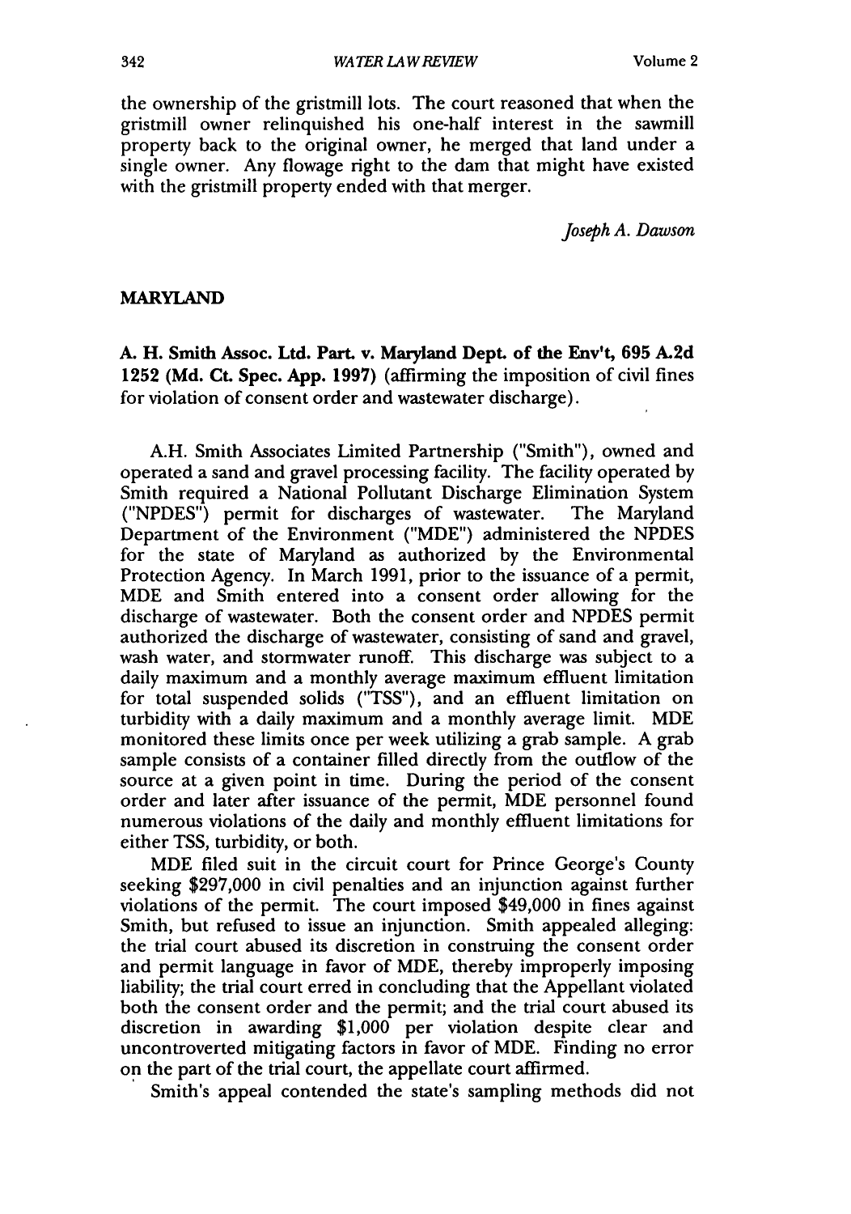the ownership of the gristmill lots. The court reasoned that when the gristmill owner relinquished his one-half interest in the sawmill property back to the original owner, he merged that land under a single owner. Any flowage right to the dam that might have existed with the gristmill property ended with that merger.

*Joseph A. Dawson*

## MARYLAND

**A. H. Smith Assoc. Ltd. Part. v. Maryland Dept. of the Env't, 695 A.2d 1252 (Md. Ct. Spec. App. 1997)** (affirming the imposition of civil fines for violation of consent order and wastewater discharge).

A.H. Smith Associates Limited Partnership ("Smith"), owned and operated a sand and gravel processing facility. The facility operated by Smith required a National Pollutant Discharge Elimination System ("NPDES") permit for discharges of wastewater. The Maryland Department of the Environment ("MDE") administered the NPDES for the state of Maryland as authorized by the Environmental Protection Agency. In March 1991, prior to the issuance of a permit, MDE and Smith entered into a consent order allowing for the discharge of wastewater. Both the consent order and NPDES permit authorized the discharge of wastewater, consisting of sand and gravel, wash water, and stormwater runoff. This discharge was subject to a daily maximum and a monthly average maximum effluent limitation for total suspended solids ("TSS"), and an effluent limitation on turbidity with a daily maximum and a monthly average limit. MDE monitored these limits once per week utilizing a grab sample. A grab sample consists of a container filled directly from the outflow of the source at a given point in time. During the period of the consent order and later after issuance of the permit, MDE personnel found numerous violations of the daily and monthly effluent limitations for either TSS, turbidity, or both.

MDE filed suit in the circuit court for Prince George's County seeking $297,000 in civil penalties and an injunction against further violations of the permit. The court imposed $49,000 in fines against Smith, but refused to issue an injunction. Smith appealed alleging: the trial court abused its discretion in construing the consent order and permit language in favor of MDE, thereby improperly imposing liability; the trial court erred in concluding that the Appellant violated both the consent order and the permit; and the trial court abused its discretion in awarding $1,000 per violation despite clear and uncontroverted mitigating factors in favor of MDE. Finding no error on the part of the trial court, the appellate court affirmed.

Smith's appeal contended the state's sampling methods did not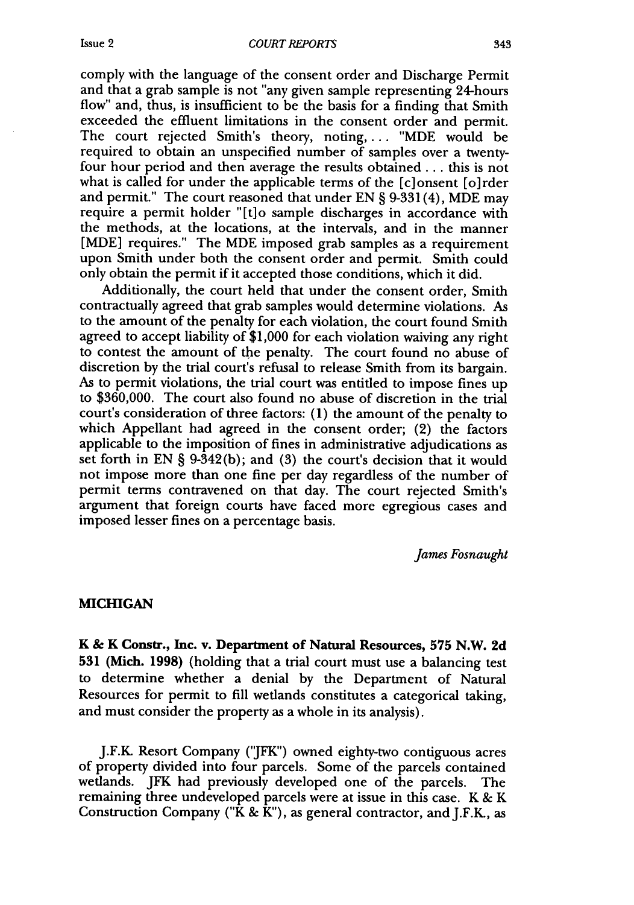comply with the language of the consent order and Discharge Permit and that a grab sample is not "any given sample representing 24-hours flow" and, thus, is insufficient to be the basis for a finding that Smith exceeded the effluent limitations in the consent order and permit. The court rejected Smith's theory, noting, ... "MDE would be required to obtain an unspecified number of samples over a twenty-four hour period and then average the results obtained ... this is not what is called for under the applicable terms of the [c]onsent [o]rder and permit." The court reasoned that under EN § 9-331(4), MDE may require a permit holder "[t]o sample discharges in accordance with the methods, at the locations, at the intervals, and in the manner [MDE] requires." The MDE imposed grab samples as a requirement upon Smith under both the consent order and permit. Smith could only obtain the permit if it accepted those conditions, which it did.

Additionally, the court held that under the consent order, Smith contractually agreed that grab samples would determine violations. As to the amount of the penalty for each violation, the court found Smith agreed to accept liability of $1,000 for each violation waiving any right to contest the amount of the penalty. The court found no abuse of discretion by the trial court's refusal to release Smith from its bargain. As to permit violations, the trial court was entitled to impose fines up to $360,000. The court also found no abuse of discretion in the trial court's consideration of three factors: (1) the amount of the penalty to which Appellant had agreed in the consent order; (2) the factors applicable to the imposition of fines in administrative adjudications as set forth in EN § 9-342(b); and (3) the court's decision that it would not impose more than one fine per day regardless of the number of permit terms contravened on that day. The court rejected Smith's argument that foreign courts have faced more egregious cases and imposed lesser fines on a percentage basis.

*James Fosnaught*

## MICHIGAN

**K & K Constr., Inc. v. Department of Natural Resources, 575 N.W. 2d 531 (Mich. 1998)** (holding that a trial court must use a balancing test to determine whether a denial by the Department of Natural Resources for permit to fill wetlands constitutes a categorical taking, and must consider the property as a whole in its analysis).

J.F.K. Resort Company ("JFK") owned eighty-two contiguous acres of property divided into four parcels. Some of the parcels contained wetlands. JFK had previously developed one of the parcels. The remaining three undeveloped parcels were at issue in this case. K & K Construction Company ("K & K"), as general contractor, and J.F.K., as